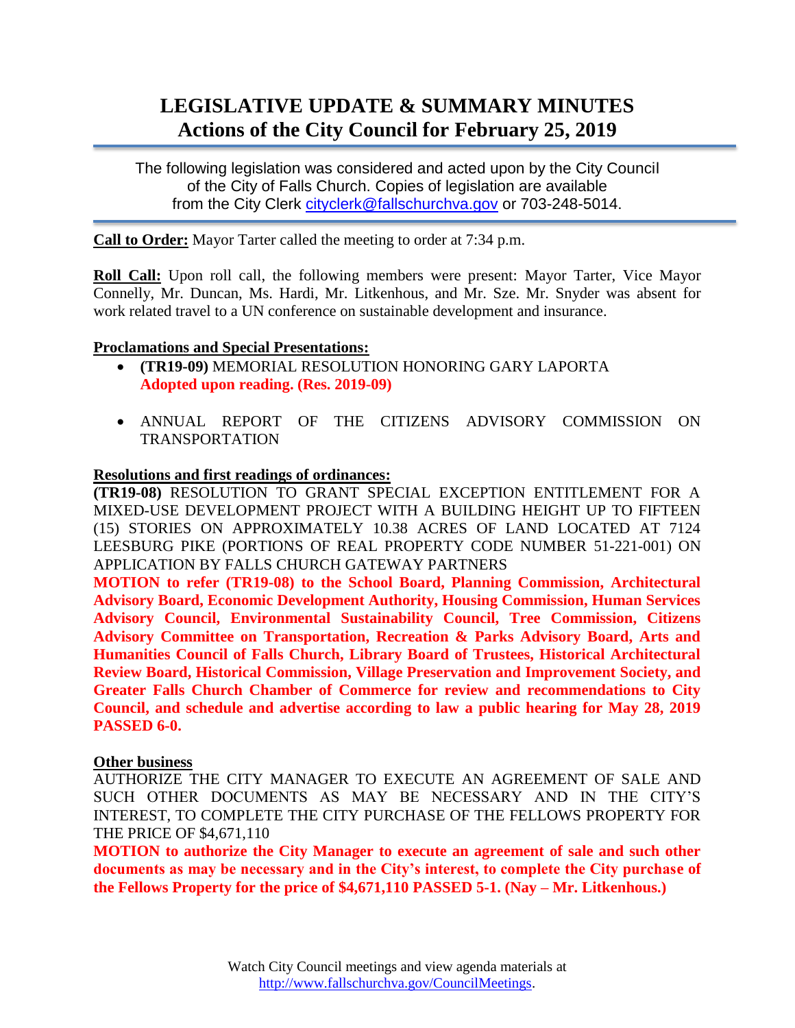# LEGISLATIVE UPDATE & SUMMARY MINUTES
## Actions of the City Council for February 25, 2019

The following legislation was considered and acted upon by the City Council of the City of Falls Church. Copies of legislation are available from the City Clerk cityclerk@fallschurchva.gov or 703-248-5014.

**Call to Order:** Mayor Tarter called the meeting to order at 7:34 p.m.

**Roll Call:** Upon roll call, the following members were present: Mayor Tarter, Vice Mayor Connelly, Mr. Duncan, Ms. Hardi, Mr. Litkenhous, and Mr. Sze. Mr. Snyder was absent for work related travel to a UN conference on sustainable development and insurance.

**Proclamations and Special Presentations:**

- **(TR19-09)** MEMORIAL RESOLUTION HONORING GARY LAPORTA
  **Adopted upon reading. (Res. 2019-09)**

- ANNUAL REPORT OF THE CITIZENS ADVISORY COMMISSION ON TRANSPORTATION

**Resolutions and first readings of ordinances:**

**(TR19-08)** RESOLUTION TO GRANT SPECIAL EXCEPTION ENTITLEMENT FOR A MIXED-USE DEVELOPMENT PROJECT WITH A BUILDING HEIGHT UP TO FIFTEEN (15) STORIES ON APPROXIMATELY 10.38 ACRES OF LAND LOCATED AT 7124 LEESBURG PIKE (PORTIONS OF REAL PROPERTY CODE NUMBER 51-221-001) ON APPLICATION BY FALLS CHURCH GATEWAY PARTNERS

**MOTION to refer (TR19-08) to the School Board, Planning Commission, Architectural Advisory Board, Economic Development Authority, Housing Commission, Human Services Advisory Council, Environmental Sustainability Council, Tree Commission, Citizens Advisory Committee on Transportation, Recreation & Parks Advisory Board, Arts and Humanities Council of Falls Church, Library Board of Trustees, Historical Architectural Review Board, Historical Commission, Village Preservation and Improvement Society, and Greater Falls Church Chamber of Commerce for review and recommendations to City Council, and schedule and advertise according to law a public hearing for May 28, 2019 PASSED 6-0.**

**Other business**

AUTHORIZE THE CITY MANAGER TO EXECUTE AN AGREEMENT OF SALE AND SUCH OTHER DOCUMENTS AS MAY BE NECESSARY AND IN THE CITY'S INTEREST, TO COMPLETE THE CITY PURCHASE OF THE FELLOWS PROPERTY FOR THE PRICE OF $4,671,110

**MOTION to authorize the City Manager to execute an agreement of sale and such other documents as may be necessary and in the City's interest, to complete the City purchase of the Fellows Property for the price of $4,671,110 PASSED 5-1. (Nay – Mr. Litkenhous.)**

Watch City Council meetings and view agenda materials at http://www.fallschurchva.gov/CouncilMeetings.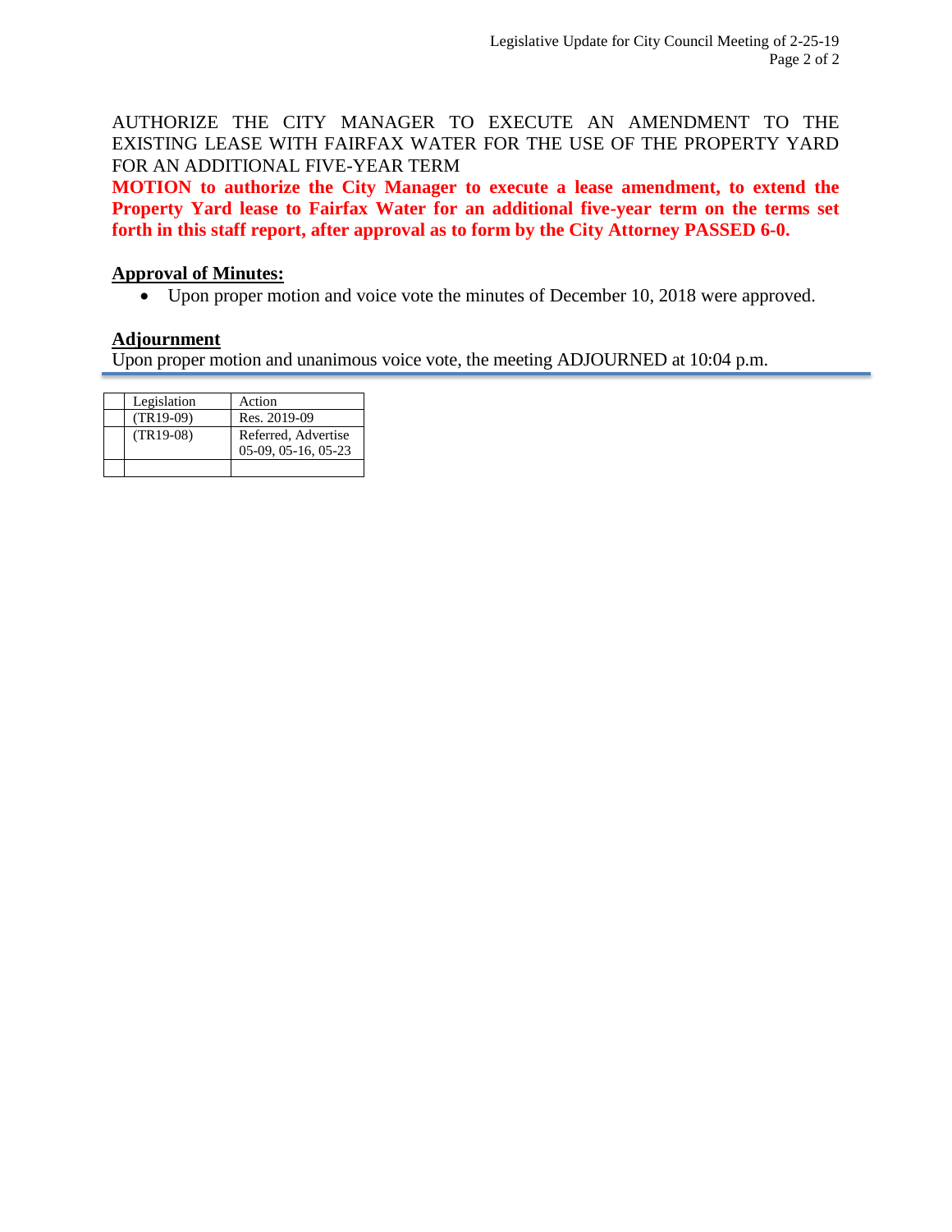AUTHORIZE THE CITY MANAGER TO EXECUTE AN AMENDMENT TO THE EXISTING LEASE WITH FAIRFAX WATER FOR THE USE OF THE PROPERTY YARD FOR AN ADDITIONAL FIVE-YEAR TERM

**MOTION to authorize the City Manager to execute a lease amendment, to extend the Property Yard lease to Fairfax Water for an additional five-year term on the terms set forth in this staff report, after approval as to form by the City Attorney PASSED 6-0.**

**Approval of Minutes:**

- Upon proper motion and voice vote the minutes of December 10, 2018 were approved.

**Adjournment**

Upon proper motion and unanimous voice vote, the meeting ADJOURNED at 10:04 p.m.

| | Legislation | Action |
|---|---|---|
| | (TR19-09) | Res. 2019-09 |
| | (TR19-08) | Referred, Advertise 05-09, 05-16, 05-23 |
| | | |